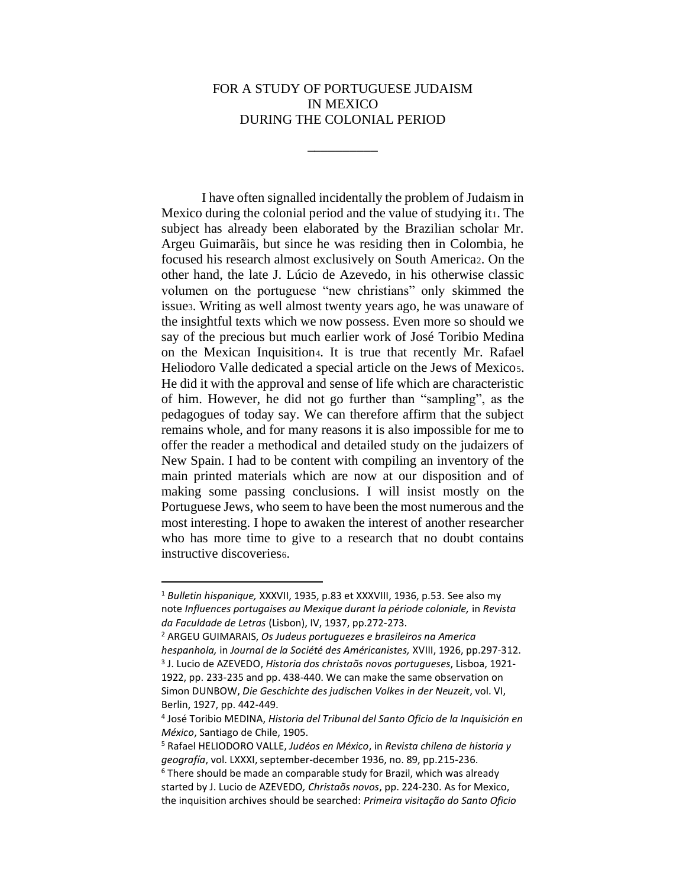# FOR A STUDY OF PORTUGUESE JUDAISM IN MEXICO DURING THE COLONIAL PERIOD

I have often signalled incidentally the problem of Judaism in Mexico during the colonial period and the value of studying it[1]. The subject has already been elaborated by the Brazilian scholar Mr. Argeu Guimarãis, but since he was residing then in Colombia, he focused his research almost exclusively on South America[2]. On the other hand, the late J. Lúcio de Azevedo, in his otherwise classic volumen on the portuguese "new christians" only skimmed the issue[3]. Writing as well almost twenty years ago, he was unaware of the insightful texts which we now possess. Even more so should we say of the precious but much earlier work of José Toribio Medina on the Mexican Inquisition[4]. It is true that recently Mr. Rafael Heliodoro Valle dedicated a special article on the Jews of Mexico[5]. He did it with the approval and sense of life which are characteristic of him. However, he did not go further than "sampling", as the pedagogues of today say. We can therefore affirm that the subject remains whole, and for many reasons it is also impossible for me to offer the reader a methodical and detailed study on the judaizers of New Spain. I had to be content with compiling an inventory of the main printed materials which are now at our disposition and of making some passing conclusions. I will insist mostly on the Portuguese Jews, who seem to have been the most numerous and the most interesting. I hope to awaken the interest of another researcher who has more time to give to a research that no doubt contains instructive discoveries[6].

---

[1] *Bulletin hispanique,* XXXVII, 1935, p.83 et XXXVIII, 1936, p.53. See also my note *Influences portugaises au Mexique durant la période coloniale,* in *Revista da Faculdade de Letras* (Lisbon), IV, 1937, pp.272-273.

[2] ARGEU GUIMARAIS, *Os Judeus portuguezes e brasileiros na America hespanhola,* in *Journal de la Société des Américanistes,* XVIII, 1926, pp.297-312.

[3] J. Lucio de AZEVEDO, *Historia dos christaõs novos portugueses*, Lisboa, 1921-1922, pp. 233-235 and pp. 438-440. We can make the same observation on Simon DUNBOW, *Die Geschichte des judischen Volkes in der Neuzeit*, vol. VI, Berlin, 1927, pp. 442-449.

[4] José Toribio MEDINA, *Historia del Tribunal del Santo Oficio de la Inquisición en México*, Santiago de Chile, 1905.

[5] Rafael HELIODORO VALLE, *Judéos en México*, in *Revista chilena de historia y geografía*, vol. LXXXI, september-december 1936, no. 89, pp.215-236.

[6] There should be made an comparable study for Brazil, which was already started by J. Lucio de AZEVEDO*, Christaõs novos*, pp. 224-230. As for Mexico, the inquisition archives should be searched: *Primeira visitação do Santo Oficio*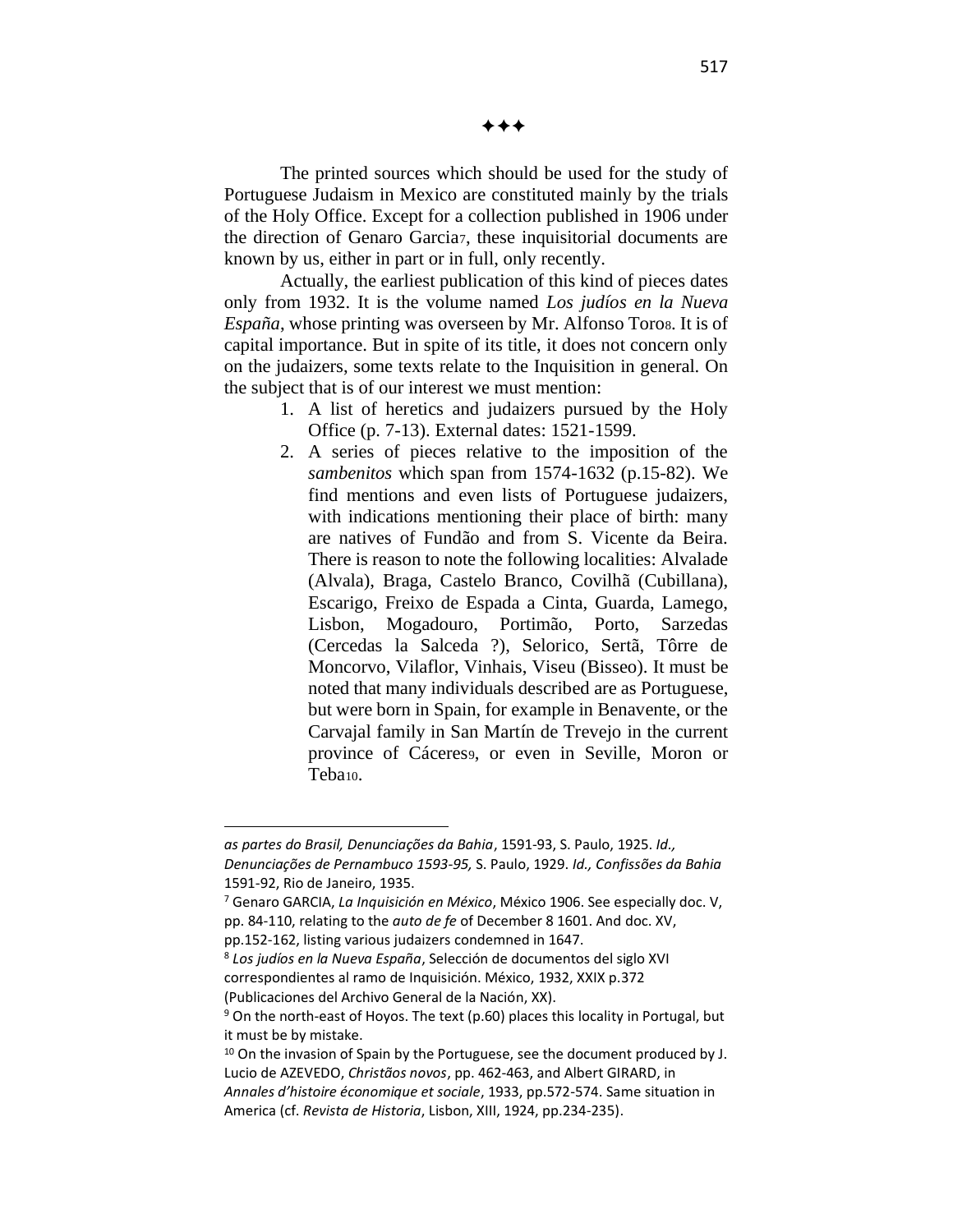✦✦✦

The printed sources which should be used for the study of Portuguese Judaism in Mexico are constituted mainly by the trials of the Holy Office. Except for a collection published in 1906 under the direction of Genaro Garcia[7], these inquisitorial documents are known by us, either in part or in full, only recently.

Actually, the earliest publication of this kind of pieces dates only from 1932. It is the volume named *Los judíos en la Nueva España*, whose printing was overseen by Mr. Alfonso Toro[8]. It is of capital importance. But in spite of its title, it does not concern only on the judaizers, some texts relate to the Inquisition in general. On the subject that is of our interest we must mention:

1. A list of heretics and judaizers pursued by the Holy Office (p. 7-13). External dates: 1521-1599.
2. A series of pieces relative to the imposition of the *sambenitos* which span from 1574-1632 (p.15-82). We find mentions and even lists of Portuguese judaizers, with indications mentioning their place of birth: many are natives of Fundão and from S. Vicente da Beira. There is reason to note the following localities: Alvalade (Alvala), Braga, Castelo Branco, Covilhã (Cubillana), Escarigo, Freixo de Espada a Cinta, Guarda, Lamego, Lisbon, Mogadouro, Portimão, Porto, Sarzedas (Cercedas la Salceda ?), Selorico, Sertã, Tôrre de Moncorvo, Vilaflor, Vinhais, Viseu (Bisseo). It must be noted that many individuals described are as Portuguese, but were born in Spain, for example in Benavente, or the Carvajal family in San Martín de Trevejo in the current province of Cáceres[9], or even in Seville, Moron or Teba[10].

---

*as partes do Brasil, Denunciações da Bahia*, 1591-93, S. Paulo, 1925. *Id., Denunciações de Pernambuco 1593-95,* S. Paulo, 1929. *Id., Confissões da Bahia* 1591-92, Rio de Janeiro, 1935.

[7] Genaro GARCIA, *La Inquisición en México*, México 1906. See especially doc. V, pp. 84-110, relating to the *auto de fe* of December 8 1601. And doc. XV, pp.152-162, listing various judaizers condemned in 1647.

[8] *Los judíos en la Nueva España*, Selección de documentos del siglo XVI correspondientes al ramo de Inquisición. México, 1932, XXIX p.372 (Publicaciones del Archivo General de la Nación, XX).

[9] On the north-east of Hoyos. The text (p.60) places this locality in Portugal, but it must be by mistake.

[10] On the invasion of Spain by the Portuguese, see the document produced by J. Lucio de AZEVEDO, *Christãos novos*, pp. 462-463, and Albert GIRARD, in *Annales d'histoire économique et sociale*, 1933, pp.572-574. Same situation in America (cf. *Revista de Historia*, Lisbon, XIII, 1924, pp.234-235).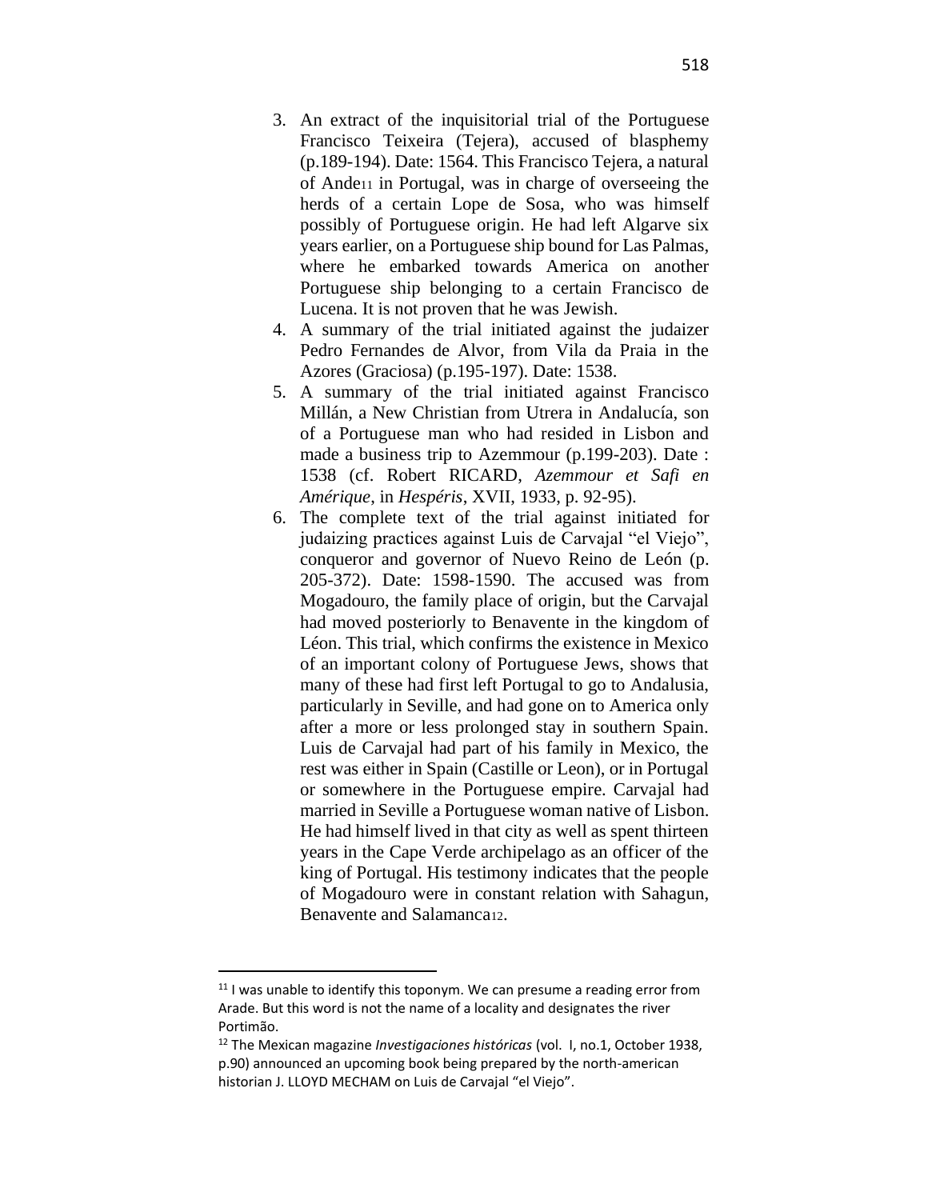3. An extract of the inquisitorial trial of the Portuguese Francisco Teixeira (Tejera), accused of blasphemy (p.189-194). Date: 1564. This Francisco Tejera, a natural of Ande[11] in Portugal, was in charge of overseeing the herds of a certain Lope de Sosa, who was himself possibly of Portuguese origin. He had left Algarve six years earlier, on a Portuguese ship bound for Las Palmas, where he embarked towards America on another Portuguese ship belonging to a certain Francisco de Lucena. It is not proven that he was Jewish.
4. A summary of the trial initiated against the judaizer Pedro Fernandes de Alvor, from Vila da Praia in the Azores (Graciosa) (p.195-197). Date: 1538.
5. A summary of the trial initiated against Francisco Millán, a New Christian from Utrera in Andalucía, son of a Portuguese man who had resided in Lisbon and made a business trip to Azemmour (p.199-203). Date : 1538 (cf. Robert RICARD, *Azemmour et Safi en Amérique*, in *Hespéris*, XVII, 1933, p. 92-95).
6. The complete text of the trial against initiated for judaizing practices against Luis de Carvajal "el Viejo", conqueror and governor of Nuevo Reino de León (p. 205-372). Date: 1598-1590. The accused was from Mogadouro, the family place of origin, but the Carvajal had moved posteriorly to Benavente in the kingdom of Léon. This trial, which confirms the existence in Mexico of an important colony of Portuguese Jews, shows that many of these had first left Portugal to go to Andalusia, particularly in Seville, and had gone on to America only after a more or less prolonged stay in southern Spain. Luis de Carvajal had part of his family in Mexico, the rest was either in Spain (Castille or Leon), or in Portugal or somewhere in the Portuguese empire. Carvajal had married in Seville a Portuguese woman native of Lisbon. He had himself lived in that city as well as spent thirteen years in the Cape Verde archipelago as an officer of the king of Portugal. His testimony indicates that the people of Mogadouro were in constant relation with Sahagun, Benavente and Salamanca[12].

---

[11] I was unable to identify this toponym. We can presume a reading error from Arade. But this word is not the name of a locality and designates the river Portimão.

[12] The Mexican magazine *Investigaciones históricas* (vol. I, no.1, October 1938, p.90) announced an upcoming book being prepared by the north-american historian J. LLOYD MECHAM on Luis de Carvajal "el Viejo".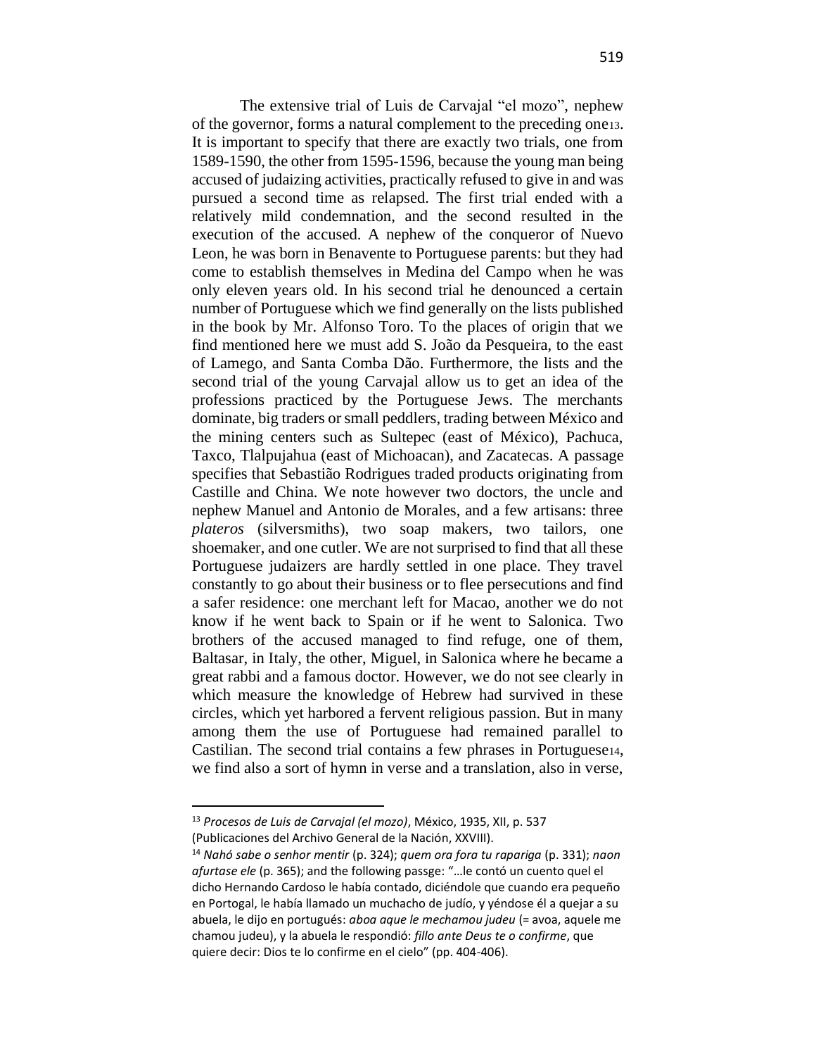The extensive trial of Luis de Carvajal "el mozo", nephew of the governor, forms a natural complement to the preceding one[13]. It is important to specify that there are exactly two trials, one from 1589-1590, the other from 1595-1596, because the young man being accused of judaizing activities, practically refused to give in and was pursued a second time as relapsed. The first trial ended with a relatively mild condemnation, and the second resulted in the execution of the accused. A nephew of the conqueror of Nuevo Leon, he was born in Benavente to Portuguese parents: but they had come to establish themselves in Medina del Campo when he was only eleven years old. In his second trial he denounced a certain number of Portuguese which we find generally on the lists published in the book by Mr. Alfonso Toro. To the places of origin that we find mentioned here we must add S. João da Pesqueira, to the east of Lamego, and Santa Comba Dão. Furthermore, the lists and the second trial of the young Carvajal allow us to get an idea of the professions practiced by the Portuguese Jews. The merchants dominate, big traders or small peddlers, trading between México and the mining centers such as Sultepec (east of México), Pachuca, Taxco, Tlalpujahua (east of Michoacan), and Zacatecas. A passage specifies that Sebastião Rodrigues traded products originating from Castille and China. We note however two doctors, the uncle and nephew Manuel and Antonio de Morales, and a few artisans: three *plateros* (silversmiths), two soap makers, two tailors, one shoemaker, and one cutler. We are not surprised to find that all these Portuguese judaizers are hardly settled in one place. They travel constantly to go about their business or to flee persecutions and find a safer residence: one merchant left for Macao, another we do not know if he went back to Spain or if he went to Salonica. Two brothers of the accused managed to find refuge, one of them, Baltasar, in Italy, the other, Miguel, in Salonica where he became a great rabbi and a famous doctor. However, we do not see clearly in which measure the knowledge of Hebrew had survived in these circles, which yet harbored a fervent religious passion. But in many among them the use of Portuguese had remained parallel to Castilian. The second trial contains a few phrases in Portuguese[14], we find also a sort of hymn in verse and a translation, also in verse,

---

[13] *Procesos de Luis de Carvajal (el mozo)*, México, 1935, XII, p. 537 (Publicaciones del Archivo General de la Nación, XXVIII).

[14] *Nahó sabe o senhor mentir* (p. 324); *quem ora fora tu rapariga* (p. 331); *naon afurtase ele* (p. 365); and the following passge: "…le contó un cuento quel el dicho Hernando Cardoso le había contado, diciéndole que cuando era pequeño en Portogal, le había llamado un muchacho de judío, y yéndose él a quejar a su abuela, le dijo en portugués: *aboa aque le mechamou judeu* (= avoa, aquele me chamou judeu), y la abuela le respondió: *fillo ante Deus te o confirme*, que quiere decir: Dios te lo confirme en el cielo" (pp. 404-406).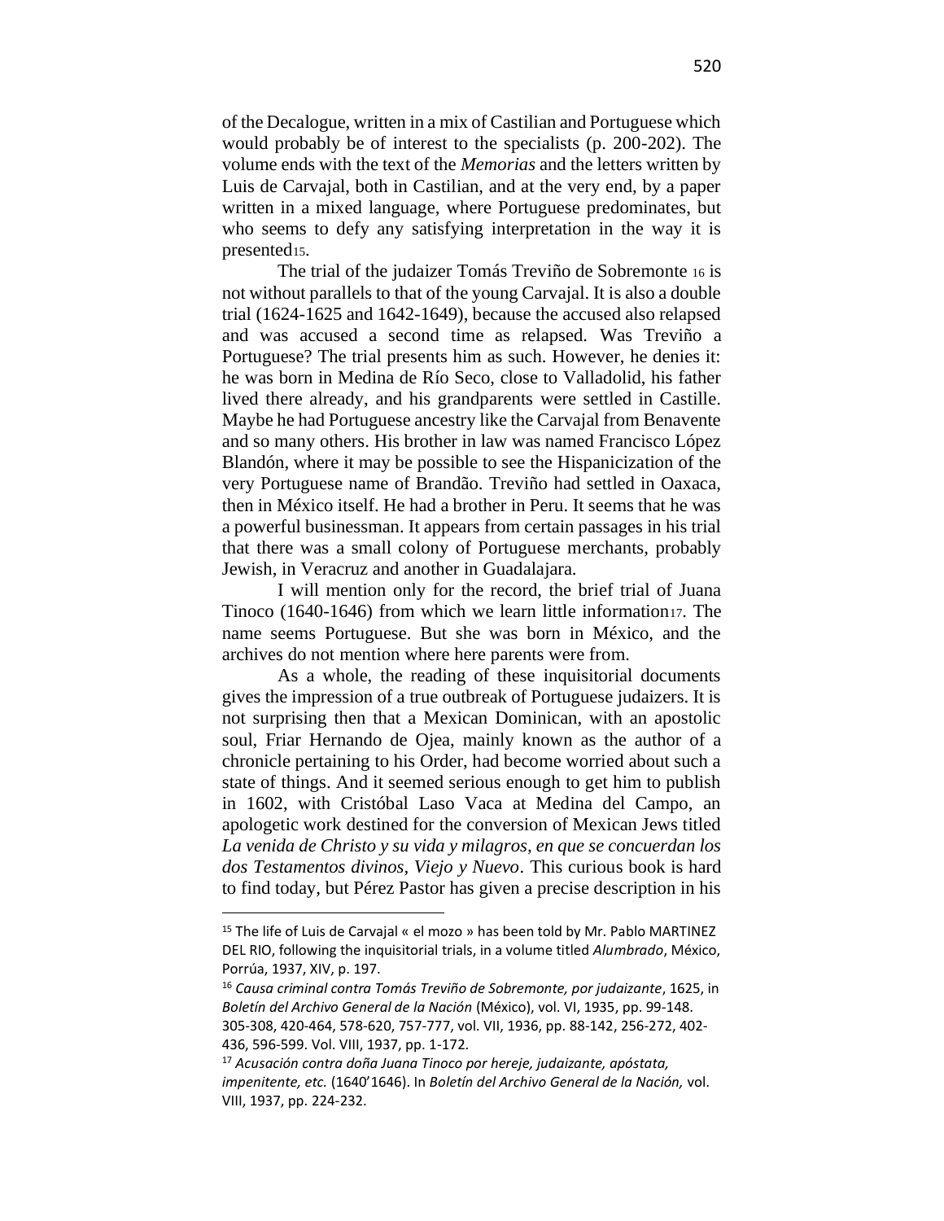of the Decalogue, written in a mix of Castilian and Portuguese which would probably be of interest to the specialists (p. 200-202). The volume ends with the text of the *Memorias* and the letters written by Luis de Carvajal, both in Castilian, and at the very end, by a paper written in a mixed language, where Portuguese predominates, but who seems to defy any satisfying interpretation in the way it is presented[15].

The trial of the judaizer Tomás Treviño de Sobremonte [16] is not without parallels to that of the young Carvajal. It is also a double trial (1624-1625 and 1642-1649), because the accused also relapsed and was accused a second time as relapsed. Was Treviño a Portuguese? The trial presents him as such. However, he denies it: he was born in Medina de Río Seco, close to Valladolid, his father lived there already, and his grandparents were settled in Castille. Maybe he had Portuguese ancestry like the Carvajal from Benavente and so many others. His brother in law was named Francisco López Blandón, where it may be possible to see the Hispanicization of the very Portuguese name of Brandão. Treviño had settled in Oaxaca, then in México itself. He had a brother in Peru. It seems that he was a powerful businessman. It appears from certain passages in his trial that there was a small colony of Portuguese merchants, probably Jewish, in Veracruz and another in Guadalajara.

I will mention only for the record, the brief trial of Juana Tinoco (1640-1646) from which we learn little information[17]. The name seems Portuguese. But she was born in México, and the archives do not mention where here parents were from.

As a whole, the reading of these inquisitorial documents gives the impression of a true outbreak of Portuguese judaizers. It is not surprising then that a Mexican Dominican, with an apostolic soul, Friar Hernando de Ojea, mainly known as the author of a chronicle pertaining to his Order, had become worried about such a state of things. And it seemed serious enough to get him to publish in 1602, with Cristóbal Laso Vaca at Medina del Campo, an apologetic work destined for the conversion of Mexican Jews titled *La venida de Christo y su vida y milagros, en que se concuerdan los dos Testamentos divinos, Viejo y Nuevo*. This curious book is hard to find today, but Pérez Pastor has given a precise description in his

---

[15] The life of Luis de Carvajal « el mozo » has been told by Mr. Pablo MARTINEZ DEL RIO, following the inquisitorial trials, in a volume titled *Alumbrado*, México, Porrúa, 1937, XIV, p. 197.

[16] *Causa criminal contra Tomás Treviño de Sobremonte, por judaizante*, 1625, in *Boletín del Archivo General de la Nación* (México), vol. VI, 1935, pp. 99-148. 305-308, 420-464, 578-620, 757-777, vol. VII, 1936, pp. 88-142, 256-272, 402-436, 596-599. Vol. VIII, 1937, pp. 1-172.

[17] *Acusación contra doña Juana Tinoco por hereje, judaizante, apóstata, impenitente, etc.* (1640'1646). In *Boletín del Archivo General de la Nación,* vol. VIII, 1937, pp. 224-232.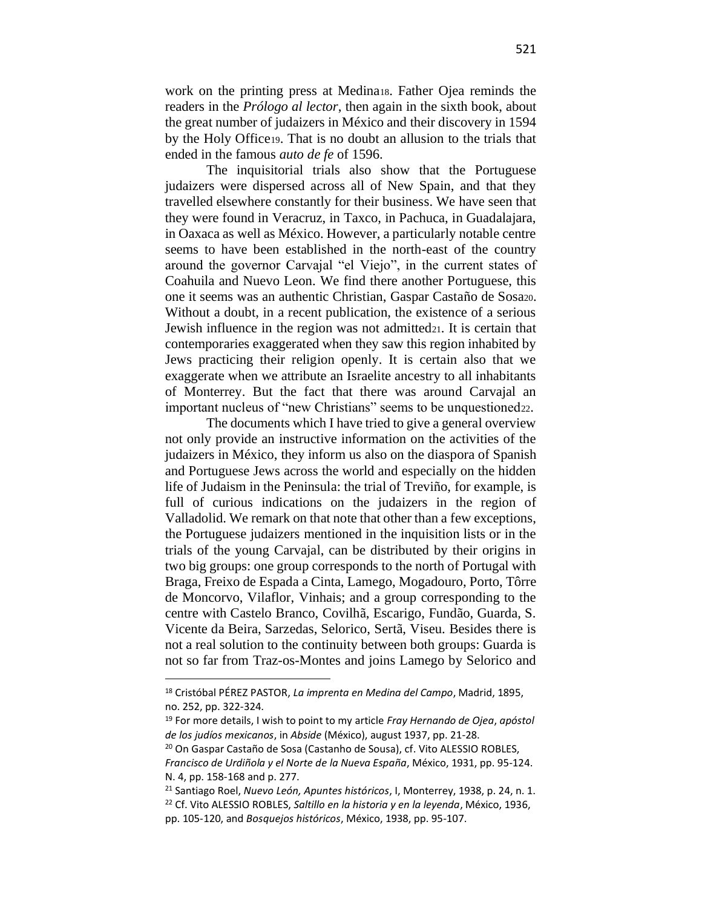work on the printing press at Medina[18]. Father Ojea reminds the readers in the *Prólogo al lector*, then again in the sixth book, about the great number of judaizers in México and their discovery in 1594 by the Holy Office[19]. That is no doubt an allusion to the trials that ended in the famous *auto de fe* of 1596.

The inquisitorial trials also show that the Portuguese judaizers were dispersed across all of New Spain, and that they travelled elsewhere constantly for their business. We have seen that they were found in Veracruz, in Taxco, in Pachuca, in Guadalajara, in Oaxaca as well as México. However, a particularly notable centre seems to have been established in the north-east of the country around the governor Carvajal "el Viejo", in the current states of Coahuila and Nuevo Leon. We find there another Portuguese, this one it seems was an authentic Christian, Gaspar Castaño de Sosa[20]. Without a doubt, in a recent publication, the existence of a serious Jewish influence in the region was not admitted[21]. It is certain that contemporaries exaggerated when they saw this region inhabited by Jews practicing their religion openly. It is certain also that we exaggerate when we attribute an Israelite ancestry to all inhabitants of Monterrey. But the fact that there was around Carvajal an important nucleus of "new Christians" seems to be unquestioned[22].

The documents which I have tried to give a general overview not only provide an instructive information on the activities of the judaizers in México, they inform us also on the diaspora of Spanish and Portuguese Jews across the world and especially on the hidden life of Judaism in the Peninsula: the trial of Treviño, for example, is full of curious indications on the judaizers in the region of Valladolid. We remark on that note that other than a few exceptions, the Portuguese judaizers mentioned in the inquisition lists or in the trials of the young Carvajal, can be distributed by their origins in two big groups: one group corresponds to the north of Portugal with Braga, Freixo de Espada a Cinta, Lamego, Mogadouro, Porto, Tôrre de Moncorvo, Vilaflor, Vinhais; and a group corresponding to the centre with Castelo Branco, Covilhã, Escarigo, Fundão, Guarda, S. Vicente da Beira, Sarzedas, Selorico, Sertã, Viseu. Besides there is not a real solution to the continuity between both groups: Guarda is not so far from Traz-os-Montes and joins Lamego by Selorico and

---

[18] Cristóbal PÉREZ PASTOR, *La imprenta en Medina del Campo*, Madrid, 1895, no. 252, pp. 322-324.

[19] For more details, I wish to point to my article *Fray Hernando de Ojea*, *apóstol de los judíos mexicanos*, in *Abside* (México), august 1937, pp. 21-28.

[20] On Gaspar Castaño de Sosa (Castanho de Sousa), cf. Vito ALESSIO ROBLES, *Francisco de Urdiñola y el Norte de la Nueva España*, México, 1931, pp. 95-124. N. 4, pp. 158-168 and p. 277.

[21] Santiago Roel, *Nuevo León, Apuntes históricos*, I, Monterrey, 1938, p. 24, n. 1.

[22] Cf. Vito ALESSIO ROBLES, *Saltillo en la historia y en la leyenda*, México, 1936, pp. 105-120, and *Bosquejos históricos*, México, 1938, pp. 95-107.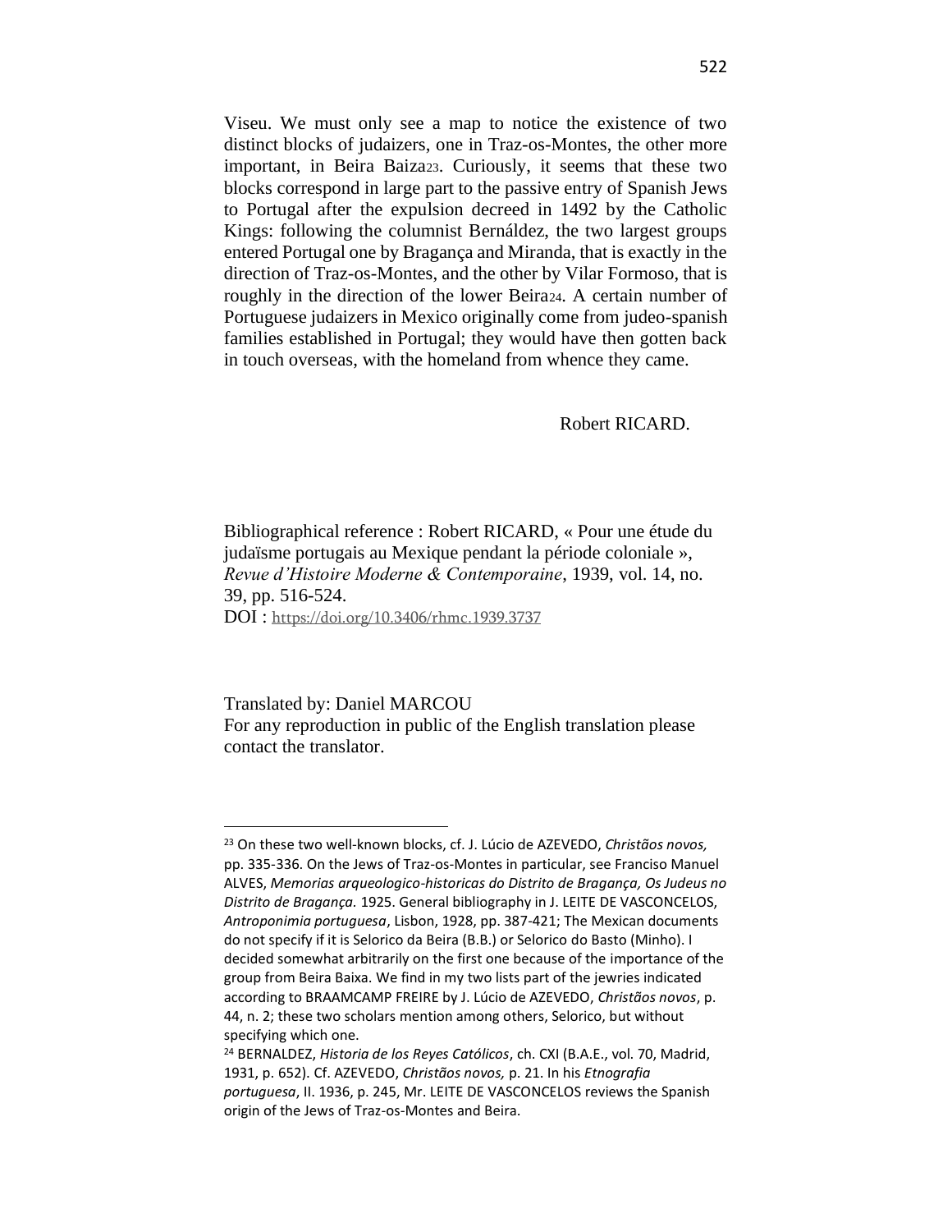Viseu. We must only see a map to notice the existence of two distinct blocks of judaizers, one in Traz-os-Montes, the other more important, in Beira Baiza[23]. Curiously, it seems that these two blocks correspond in large part to the passive entry of Spanish Jews to Portugal after the expulsion decreed in 1492 by the Catholic Kings: following the columnist Bernáldez, the two largest groups entered Portugal one by Bragança and Miranda, that is exactly in the direction of Traz-os-Montes, and the other by Vilar Formoso, that is roughly in the direction of the lower Beira[24]. A certain number of Portuguese judaizers in Mexico originally come from judeo-spanish families established in Portugal; they would have then gotten back in touch overseas, with the homeland from whence they came.

Robert RICARD.

Bibliographical reference : Robert RICARD, « Pour une étude du judaïsme portugais au Mexique pendant la période coloniale », *Revue d'Histoire Moderne & Contemporaine*, 1939, vol. 14, no. 39, pp. 516-524.
DOI : https://doi.org/10.3406/rhmc.1939.3737

Translated by: Daniel MARCOU
For any reproduction in public of the English translation please contact the translator.

---

[23] On these two well-known blocks, cf. J. Lúcio de AZEVEDO, *Christãos novos,* pp. 335-336. On the Jews of Traz-os-Montes in particular, see Franciso Manuel ALVES, *Memorias arqueologico-historicas do Distrito de Bragança, Os Judeus no Distrito de Bragança.* 1925. General bibliography in J. LEITE DE VASCONCELOS, *Antroponimia portuguesa*, Lisbon, 1928, pp. 387-421; The Mexican documents do not specify if it is Selorico da Beira (B.B.) or Selorico do Basto (Minho). I decided somewhat arbitrarily on the first one because of the importance of the group from Beira Baixa. We find in my two lists part of the jewries indicated according to BRAAMCAMP FREIRE by J. Lúcio de AZEVEDO, *Christãos novos*, p. 44, n. 2; these two scholars mention among others, Selorico, but without specifying which one.

[24] BERNALDEZ, *Historia de los Reyes Católicos*, ch. CXI (B.A.E., vol. 70, Madrid, 1931, p. 652). Cf. AZEVEDO, *Christãos novos,* p. 21. In his *Etnografia portuguesa*, II. 1936, p. 245, Mr. LEITE DE VASCONCELOS reviews the Spanish origin of the Jews of Traz-os-Montes and Beira.